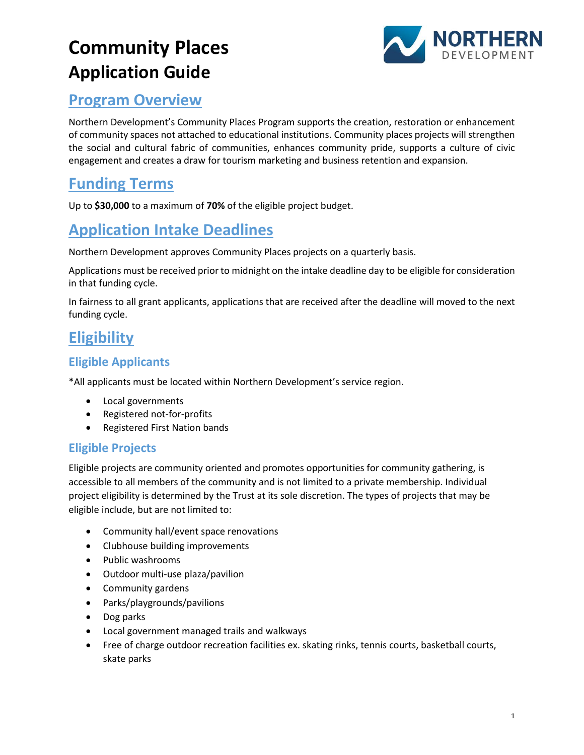# Community Places Application Guide

## Program Overview

Northern Development's Community Places Program supports the creation, restoration or enhancement of community spaces not attached to educational institutions. Community places projects will strengthen the social and cultural fabric of communities, enhances community pride, supports a culture of civic engagement and creates a draw for tourism marketing and business retention and expansion.

## Funding Terms

Up to **$30,000** to a maximum of **70%** of the eligible project budget.

## Application Intake Deadlines

Northern Development approves Community Places projects on a quarterly basis.

Applications must be received prior to midnight on the intake deadline day to be eligible for consideration in that funding cycle.

In fairness to all grant applicants, applications that are received after the deadline will moved to the next funding cycle.

## Eligibility

### Eligible Applicants

*All applicants must be located within Northern Development's service region.

- Local governments
- Registered not-for-profits
- Registered First Nation bands

### Eligible Projects

Eligible projects are community oriented and promotes opportunities for community gathering, is accessible to all members of the community and is not limited to a private membership. Individual project eligibility is determined by the Trust at its sole discretion. The types of projects that may be eligible include, but are not limited to:

- Community hall/event space renovations
- Clubhouse building improvements
- Public washrooms
- Outdoor multi-use plaza/pavilion
- Community gardens
- Parks/playgrounds/pavilions
- Dog parks
- Local government managed trails and walkways
- Free of charge outdoor recreation facilities ex. skating rinks, tennis courts, basketball courts, skate parks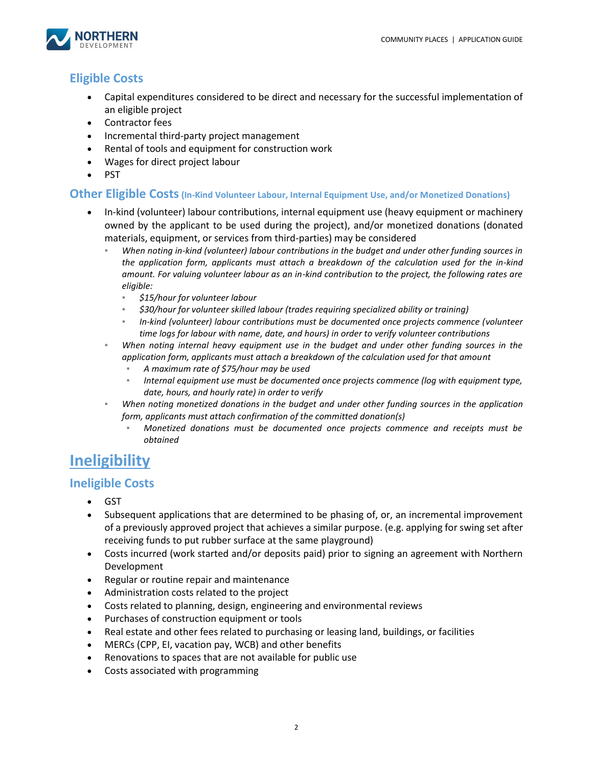### Eligible Costs

- Capital expenditures considered to be direct and necessary for the successful implementation of an eligible project
- Contractor fees
- Incremental third-party project management
- Rental of tools and equipment for construction work
- Wages for direct project labour
- PST

### Other Eligible Costs (In-Kind Volunteer Labour, Internal Equipment Use, and/or Monetized Donations)

- In-kind (volunteer) labour contributions, internal equipment use (heavy equipment or machinery owned by the applicant to be used during the project), and/or monetized donations (donated materials, equipment, or services from third-parties) may be considered
    - *When noting in-kind (volunteer) labour contributions in the budget and under other funding sources in the application form, applicants must attach a breakdown of the calculation used for the in-kind amount. For valuing volunteer labour as an in-kind contribution to the project, the following rates are eligible:*
        - *$15/hour for volunteer labour*
        - *$30/hour for volunteer skilled labour (trades requiring specialized ability or training)*
        - *In-kind (volunteer) labour contributions must be documented once projects commence (volunteer time logs for labour with name, date, and hours) in order to verify volunteer contributions*
    - *When noting internal heavy equipment use in the budget and under other funding sources in the application form, applicants must attach a breakdown of the calculation used for that amount*
        - *A maximum rate of $75/hour may be used*
        - *Internal equipment use must be documented once projects commence (log with equipment type, date, hours, and hourly rate) in order to verify*
    - *When noting monetized donations in the budget and under other funding sources in the application form, applicants must attach confirmation of the committed donation(s)*
        - *Monetized donations must be documented once projects commence and receipts must be obtained*

## Ineligibility

### Ineligible Costs

- GST
- Subsequent applications that are determined to be phasing of, or, an incremental improvement of a previously approved project that achieves a similar purpose. (e.g. applying for swing set after receiving funds to put rubber surface at the same playground)
- Costs incurred (work started and/or deposits paid) prior to signing an agreement with Northern Development
- Regular or routine repair and maintenance
- Administration costs related to the project
- Costs related to planning, design, engineering and environmental reviews
- Purchases of construction equipment or tools
- Real estate and other fees related to purchasing or leasing land, buildings, or facilities
- MERCs (CPP, EI, vacation pay, WCB) and other benefits
- Renovations to spaces that are not available for public use
- Costs associated with programming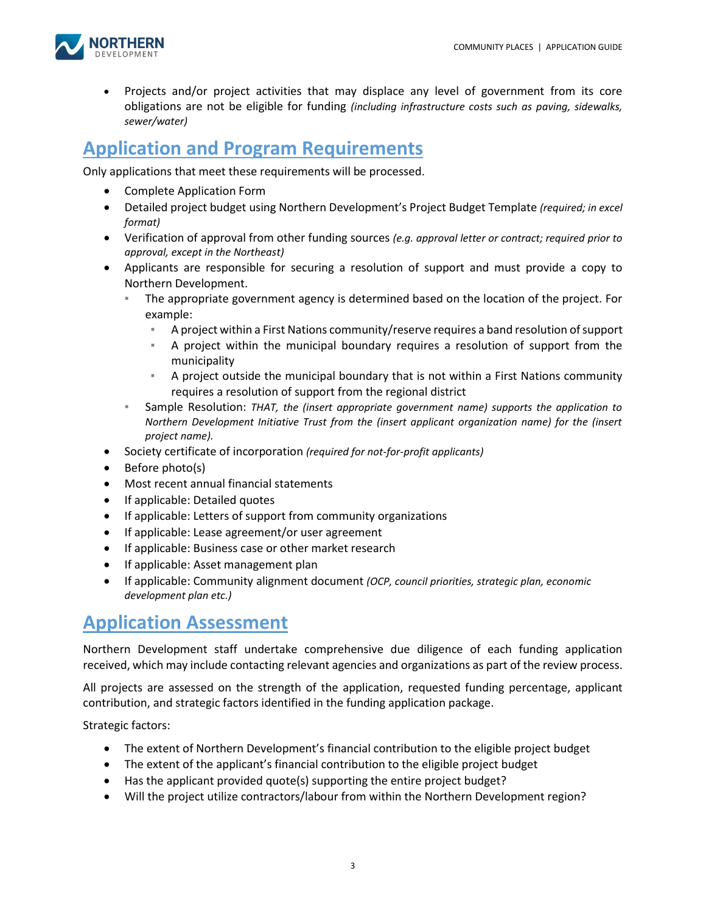- Projects and/or project activities that may displace any level of government from its core obligations are not be eligible for funding *(including infrastructure costs such as paving, sidewalks, sewer/water)*

## Application and Program Requirements

Only applications that meet these requirements will be processed.

- Complete Application Form
- Detailed project budget using Northern Development's Project Budget Template *(required; in excel format)*
- Verification of approval from other funding sources *(e.g. approval letter or contract; required prior to approval, except in the Northeast)*
- Applicants are responsible for securing a resolution of support and must provide a copy to Northern Development.
  - The appropriate government agency is determined based on the location of the project. For example:
    - A project within a First Nations community/reserve requires a band resolution of support
    - A project within the municipal boundary requires a resolution of support from the municipality
    - A project outside the municipal boundary that is not within a First Nations community requires a resolution of support from the regional district
  - Sample Resolution: *THAT, the (insert appropriate government name) supports the application to Northern Development Initiative Trust from the (insert applicant organization name) for the (insert project name).*
- Society certificate of incorporation *(required for not-for-profit applicants)*
- Before photo(s)
- Most recent annual financial statements
- If applicable: Detailed quotes
- If applicable: Letters of support from community organizations
- If applicable: Lease agreement/or user agreement
- If applicable: Business case or other market research
- If applicable: Asset management plan
- If applicable: Community alignment document *(OCP, council priorities, strategic plan, economic development plan etc.)*

## Application Assessment

Northern Development staff undertake comprehensive due diligence of each funding application received, which may include contacting relevant agencies and organizations as part of the review process.

All projects are assessed on the strength of the application, requested funding percentage, applicant contribution, and strategic factors identified in the funding application package.

Strategic factors:

- The extent of Northern Development's financial contribution to the eligible project budget
- The extent of the applicant's financial contribution to the eligible project budget
- Has the applicant provided quote(s) supporting the entire project budget?
- Will the project utilize contractors/labour from within the Northern Development region?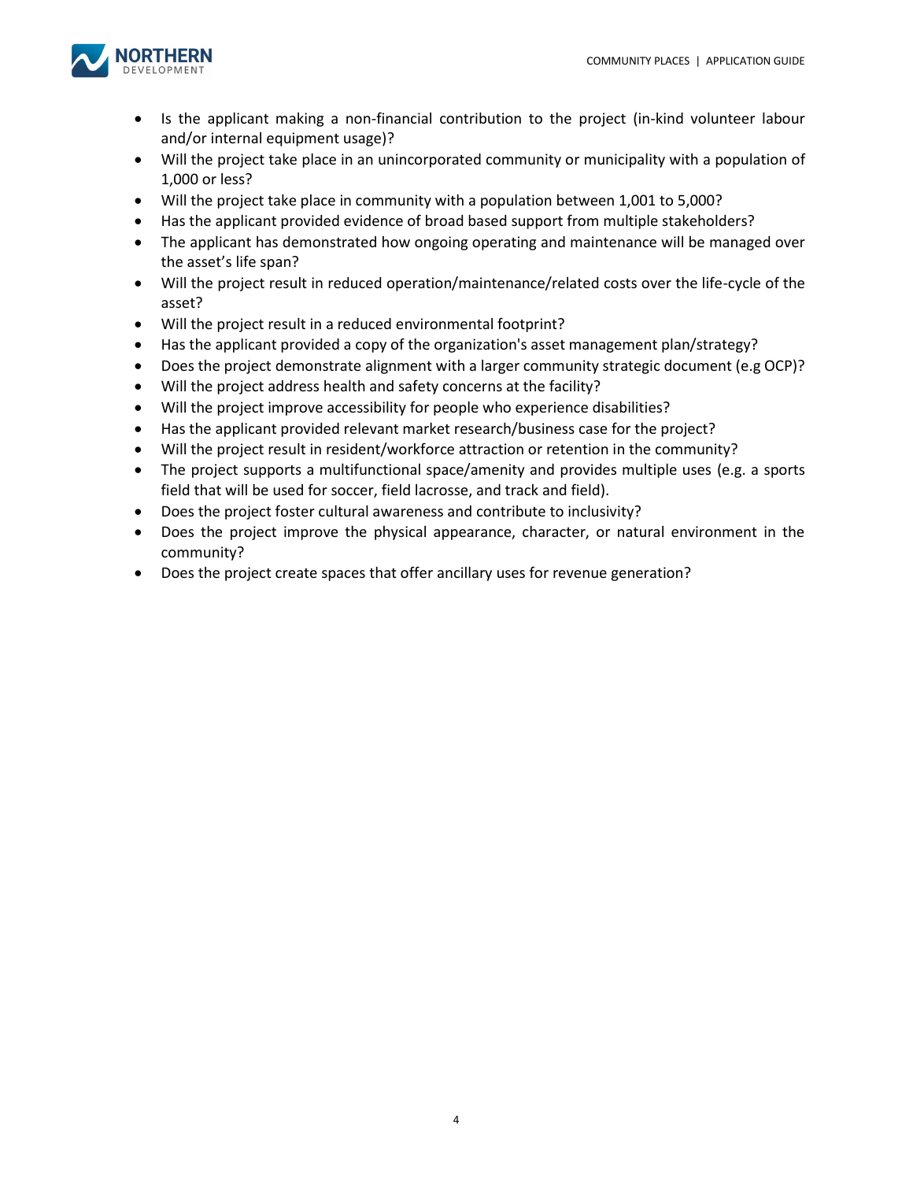- Is the applicant making a non-financial contribution to the project (in-kind volunteer labour and/or internal equipment usage)?
- Will the project take place in an unincorporated community or municipality with a population of 1,000 or less?
- Will the project take place in community with a population between 1,001 to 5,000?
- Has the applicant provided evidence of broad based support from multiple stakeholders?
- The applicant has demonstrated how ongoing operating and maintenance will be managed over the asset's life span?
- Will the project result in reduced operation/maintenance/related costs over the life-cycle of the asset?
- Will the project result in a reduced environmental footprint?
- Has the applicant provided a copy of the organization's asset management plan/strategy?
- Does the project demonstrate alignment with a larger community strategic document (e.g OCP)?
- Will the project address health and safety concerns at the facility?
- Will the project improve accessibility for people who experience disabilities?
- Has the applicant provided relevant market research/business case for the project?
- Will the project result in resident/workforce attraction or retention in the community?
- The project supports a multifunctional space/amenity and provides multiple uses (e.g. a sports field that will be used for soccer, field lacrosse, and track and field).
- Does the project foster cultural awareness and contribute to inclusivity?
- Does the project improve the physical appearance, character, or natural environment in the community?
- Does the project create spaces that offer ancillary uses for revenue generation?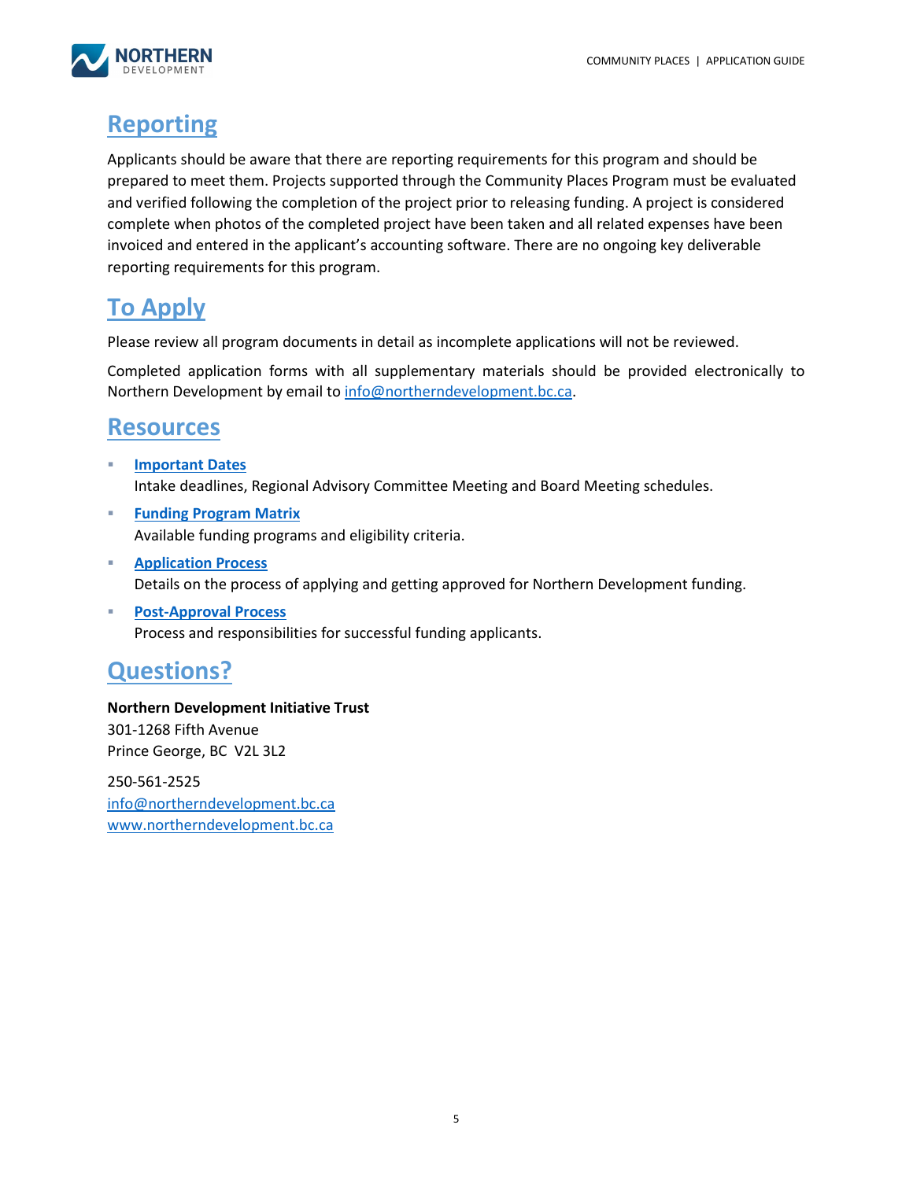## Reporting

Applicants should be aware that there are reporting requirements for this program and should be prepared to meet them. Projects supported through the Community Places Program must be evaluated and verified following the completion of the project prior to releasing funding. A project is considered complete when photos of the completed project have been taken and all related expenses have been invoiced and entered in the applicant's accounting software. There are no ongoing key deliverable reporting requirements for this program.

## To Apply

Please review all program documents in detail as incomplete applications will not be reviewed.

Completed application forms with all supplementary materials should be provided electronically to Northern Development by email to info@northerndevelopment.bc.ca.

## Resources

- **Important Dates**
  Intake deadlines, Regional Advisory Committee Meeting and Board Meeting schedules.
- **Funding Program Matrix**
  Available funding programs and eligibility criteria.
- **Application Process**
  Details on the process of applying and getting approved for Northern Development funding.
- **Post-Approval Process**
  Process and responsibilities for successful funding applicants.

## Questions?

**Northern Development Initiative Trust**
301-1268 Fifth Avenue
Prince George, BC V2L 3L2

250-561-2525
info@northerndevelopment.bc.ca
www.northerndevelopment.bc.ca